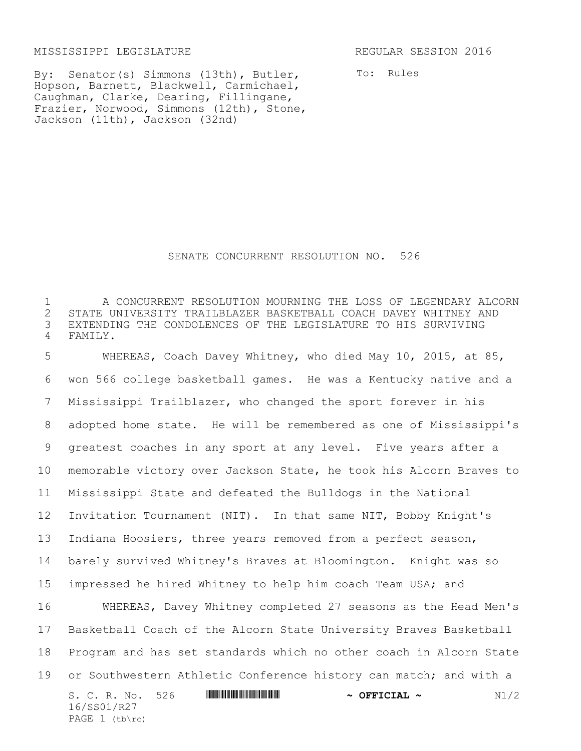MISSISSIPPI LEGISLATURE REGULAR SESSION 2016

By: Senator(s) Simmons (13th), Butler, Hopson, Barnett, Blackwell, Carmichael, Caughman, Clarke, Dearing, Fillingane, Frazier, Norwood, Simmons (12th), Stone, Jackson (11th), Jackson (32nd)

To: Rules

# SENATE CONCURRENT RESOLUTION NO. 526

A CONCURRENT RESOLUTION MOURNING THE LOSS OF LEGENDARY ALCORN STATE UNIVERSITY TRAILBLAZER BASKETBALL COACH DAVEY WHITNEY AND EXTENDING THE CONDOLENCES OF THE LEGISLATURE TO HIS SURVIVING FAMILY.

WHEREAS, Coach Davey Whitney, who died May 10, 2015, at 85, won 566 college basketball games. He was a Kentucky native and a Mississippi Trailblazer, who changed the sport forever in his adopted home state. He will be remembered as one of Mississippi's greatest coaches in any sport at any level. Five years after a memorable victory over Jackson State, he took his Alcorn Braves to Mississippi State and defeated the Bulldogs in the National Invitation Tournament (NIT). In that same NIT, Bobby Knight's Indiana Hoosiers, three years removed from a perfect season, barely survived Whitney's Braves at Bloomington. Knight was so impressed he hired Whitney to help him coach Team USA; and

WHEREAS, Davey Whitney completed 27 seasons as the Head Men's Basketball Coach of the Alcorn State University Braves Basketball Program and has set standards which no other coach in Alcorn State or Southwestern Athletic Conference history can match; and with a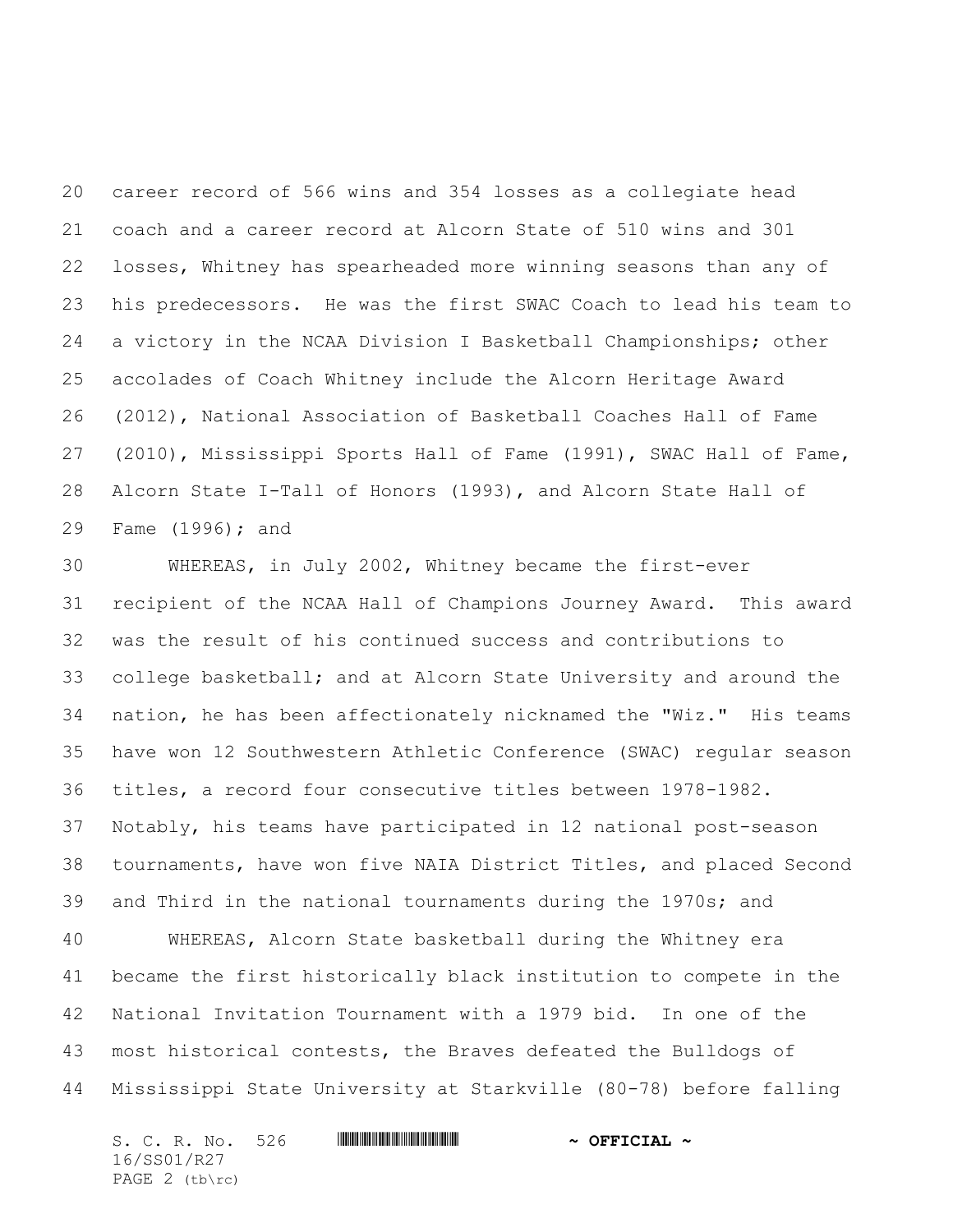career record of 566 wins and 354 losses as a collegiate head coach and a career record at Alcorn State of 510 wins and 301 losses, Whitney has spearheaded more winning seasons than any of his predecessors. He was the first SWAC Coach to lead his team to a victory in the NCAA Division I Basketball Championships; other accolades of Coach Whitney include the Alcorn Heritage Award (2012), National Association of Basketball Coaches Hall of Fame (2010), Mississippi Sports Hall of Fame (1991), SWAC Hall of Fame, Alcorn State I-Tall of Honors (1993), and Alcorn State Hall of Fame (1996); and

WHEREAS, in July 2002, Whitney became the first-ever recipient of the NCAA Hall of Champions Journey Award. This award was the result of his continued success and contributions to college basketball; and at Alcorn State University and around the nation, he has been affectionately nicknamed the "Wiz." His teams have won 12 Southwestern Athletic Conference (SWAC) regular season titles, a record four consecutive titles between 1978-1982. Notably, his teams have participated in 12 national post-season tournaments, have won five NAIA District Titles, and placed Second and Third in the national tournaments during the 1970s; and

WHEREAS, Alcorn State basketball during the Whitney era became the first historically black institution to compete in the National Invitation Tournament with a 1979 bid. In one of the most historical contests, the Braves defeated the Bulldogs of Mississippi State University at Starkville (80-78) before falling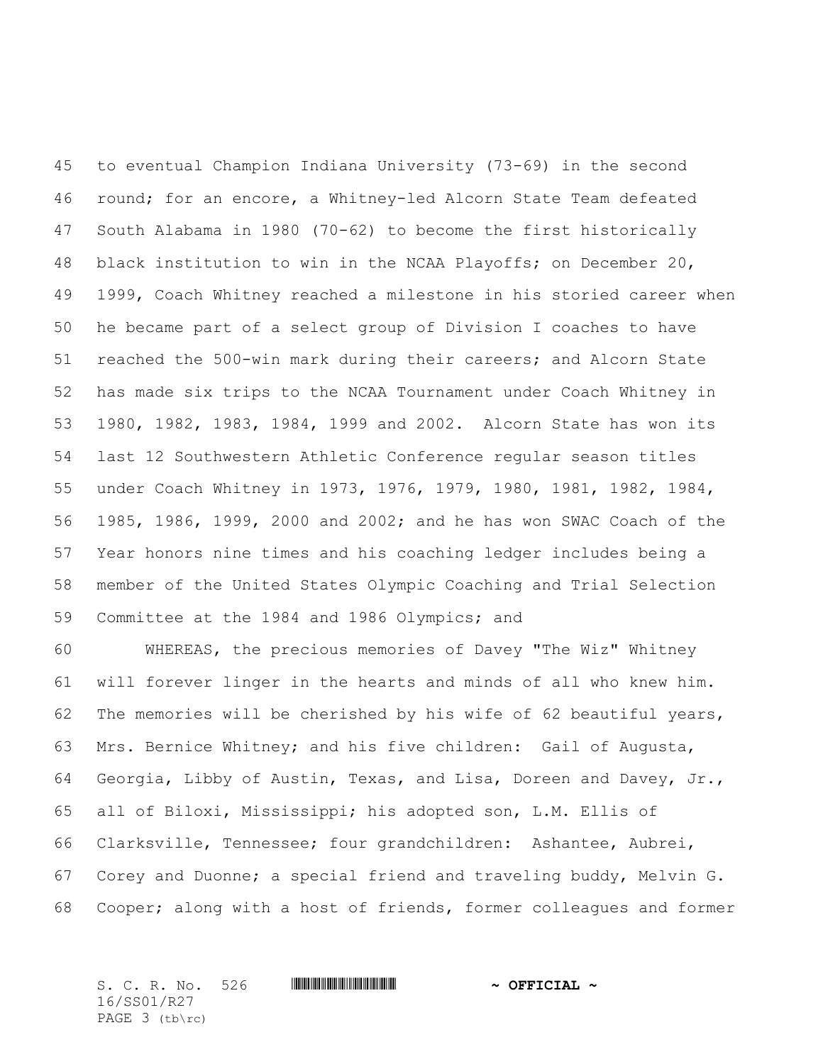to eventual Champion Indiana University (73-69) in the second round; for an encore, a Whitney-led Alcorn State Team defeated South Alabama in 1980 (70-62) to become the first historically black institution to win in the NCAA Playoffs; on December 20, 1999, Coach Whitney reached a milestone in his storied career when he became part of a select group of Division I coaches to have reached the 500-win mark during their careers; and Alcorn State has made six trips to the NCAA Tournament under Coach Whitney in 1980, 1982, 1983, 1984, 1999 and 2002. Alcorn State has won its last 12 Southwestern Athletic Conference regular season titles under Coach Whitney in 1973, 1976, 1979, 1980, 1981, 1982, 1984, 1985, 1986, 1999, 2000 and 2002; and he has won SWAC Coach of the Year honors nine times and his coaching ledger includes being a member of the United States Olympic Coaching and Trial Selection Committee at the 1984 and 1986 Olympics; and

WHEREAS, the precious memories of Davey "The Wiz" Whitney will forever linger in the hearts and minds of all who knew him. The memories will be cherished by his wife of 62 beautiful years, Mrs. Bernice Whitney; and his five children: Gail of Augusta, Georgia, Libby of Austin, Texas, and Lisa, Doreen and Davey, Jr., all of Biloxi, Mississippi; his adopted son, L.M. Ellis of Clarksville, Tennessee; four grandchildren: Ashantee, Aubrei, Corey and Duonne; a special friend and traveling buddy, Melvin G. Cooper; along with a host of friends, former colleagues and former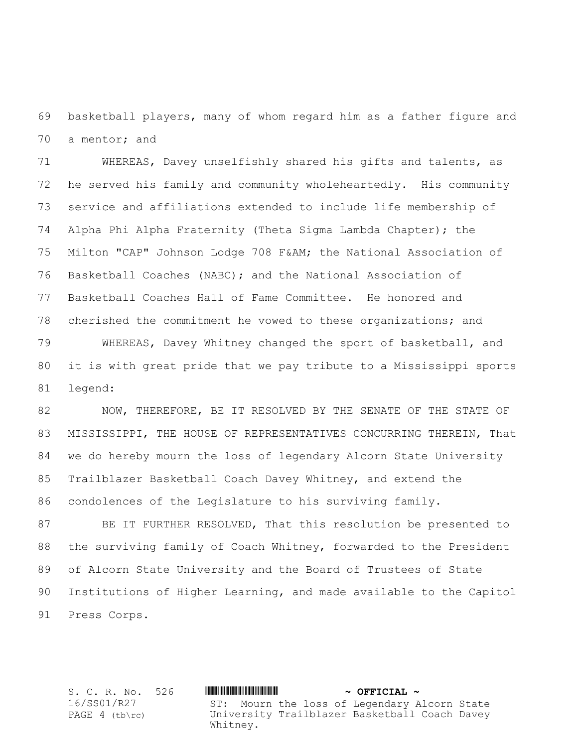basketball players, many of whom regard him as a father figure and a mentor; and

WHEREAS, Davey unselfishly shared his gifts and talents, as he served his family and community wholeheartedly. His community service and affiliations extended to include life membership of Alpha Phi Alpha Fraternity (Theta Sigma Lambda Chapter); the Milton "CAP" Johnson Lodge 708 F&AM; the National Association of Basketball Coaches (NABC); and the National Association of Basketball Coaches Hall of Fame Committee. He honored and cherished the commitment he vowed to these organizations; and

WHEREAS, Davey Whitney changed the sport of basketball, and it is with great pride that we pay tribute to a Mississippi sports legend:

NOW, THEREFORE, BE IT RESOLVED BY THE SENATE OF THE STATE OF MISSISSIPPI, THE HOUSE OF REPRESENTATIVES CONCURRING THEREIN, That we do hereby mourn the loss of legendary Alcorn State University Trailblazer Basketball Coach Davey Whitney, and extend the condolences of the Legislature to his surviving family.

BE IT FURTHER RESOLVED, That this resolution be presented to the surviving family of Coach Whitney, forwarded to the President of Alcorn State University and the Board of Trustees of State Institutions of Higher Learning, and made available to the Capitol Press Corps.